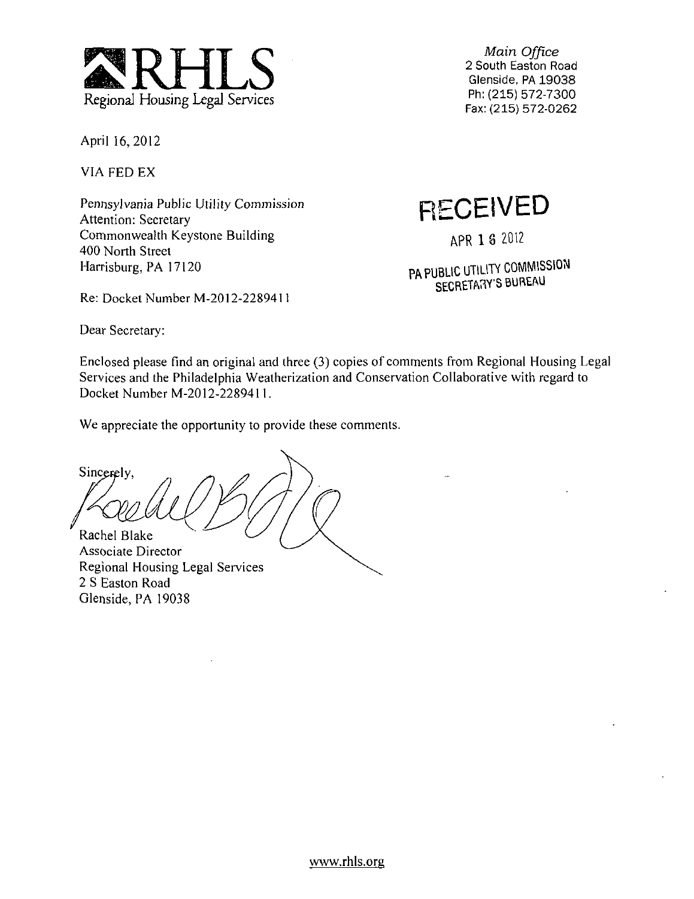**RHLS**
Regional Housing Legal Services

*Main Office*
2 South Easton Road
Glenside, PA 19038
Ph: (215) 572-7300
Fax: (215) 572-0262

April 16, 2012

VIA FED EX

Pennsylvania Public Utility Commission
Attention: Secretary
Commonwealth Keystone Building
400 North Street
Harrisburg, PA 17120

RECEIVED

APR 16 2012

PA PUBLIC UTILITY COMMISSION
SECRETARY'S BUREAU

Re: Docket Number M-2012-2289411

Dear Secretary:

Enclosed please find an original and three (3) copies of comments from Regional Housing Legal Services and the Philadelphia Weatherization and Conservation Collaborative with regard to Docket Number M-2012-2289411.

We appreciate the opportunity to provide these comments.

Sincerely,

Rachel Blake
Associate Director
Regional Housing Legal Services
2 S Easton Road
Glenside, PA 19038

www.rhls.org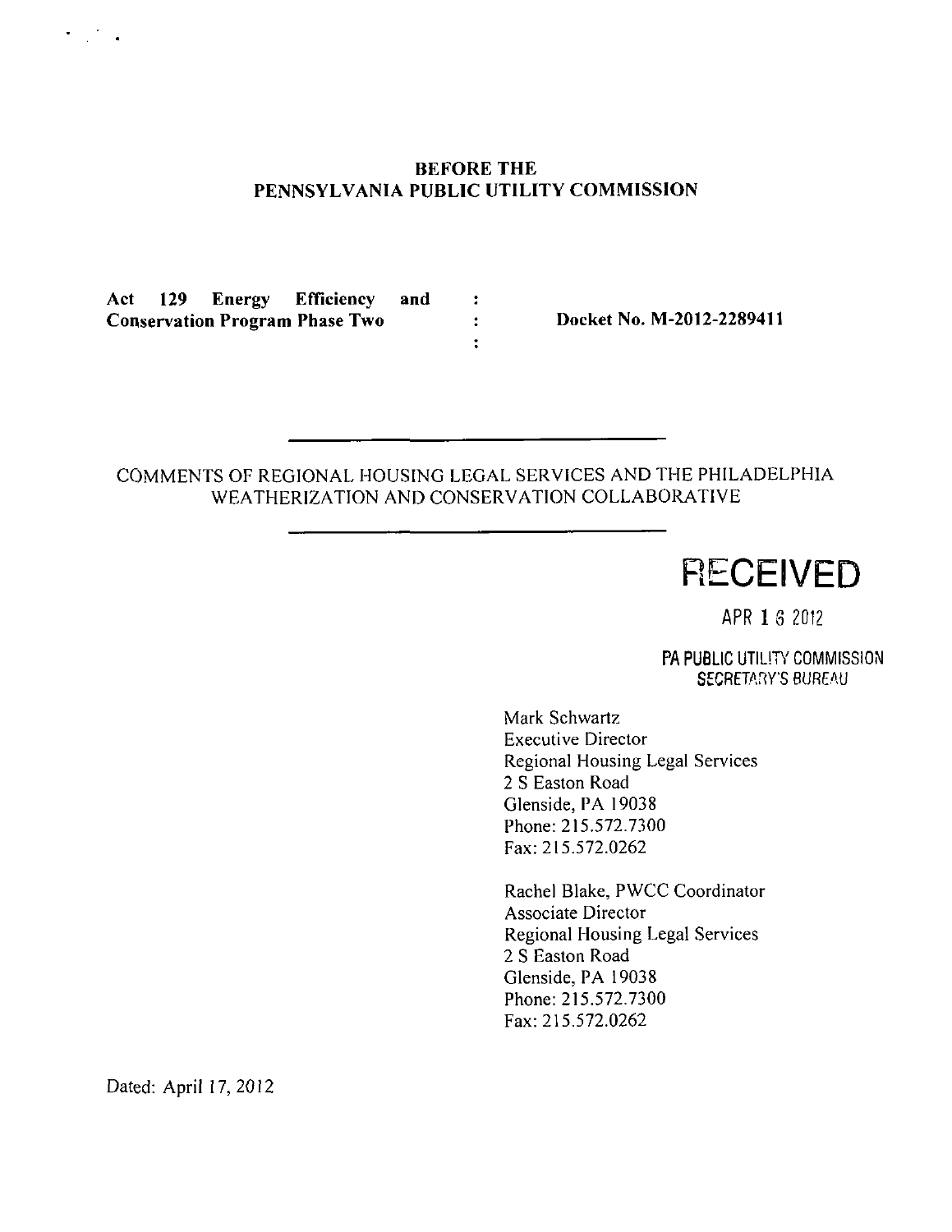**BEFORE THE**
**PENNSYLVANIA PUBLIC UTILITY COMMISSION**

| | | |
|---|---|---|
| **Act 129 Energy Efficiency and Conservation Program Phase Two** | : : : | **Docket No. M-2012-2289411** |

---

COMMENTS OF REGIONAL HOUSING LEGAL SERVICES AND THE PHILADELPHIA WEATHERIZATION AND CONSERVATION COLLABORATIVE

---

RECEIVED

APR 1 6 2012

PA PUBLIC UTILITY COMMISSION
SECRETARY'S BUREAU

Mark Schwartz
Executive Director
Regional Housing Legal Services
2 S Easton Road
Glenside, PA 19038
Phone: 215.572.7300
Fax: 215.572.0262

Rachel Blake, PWCC Coordinator
Associate Director
Regional Housing Legal Services
2 S Easton Road
Glenside, PA 19038
Phone: 215.572.7300
Fax: 215.572.0262

Dated: April 17, 2012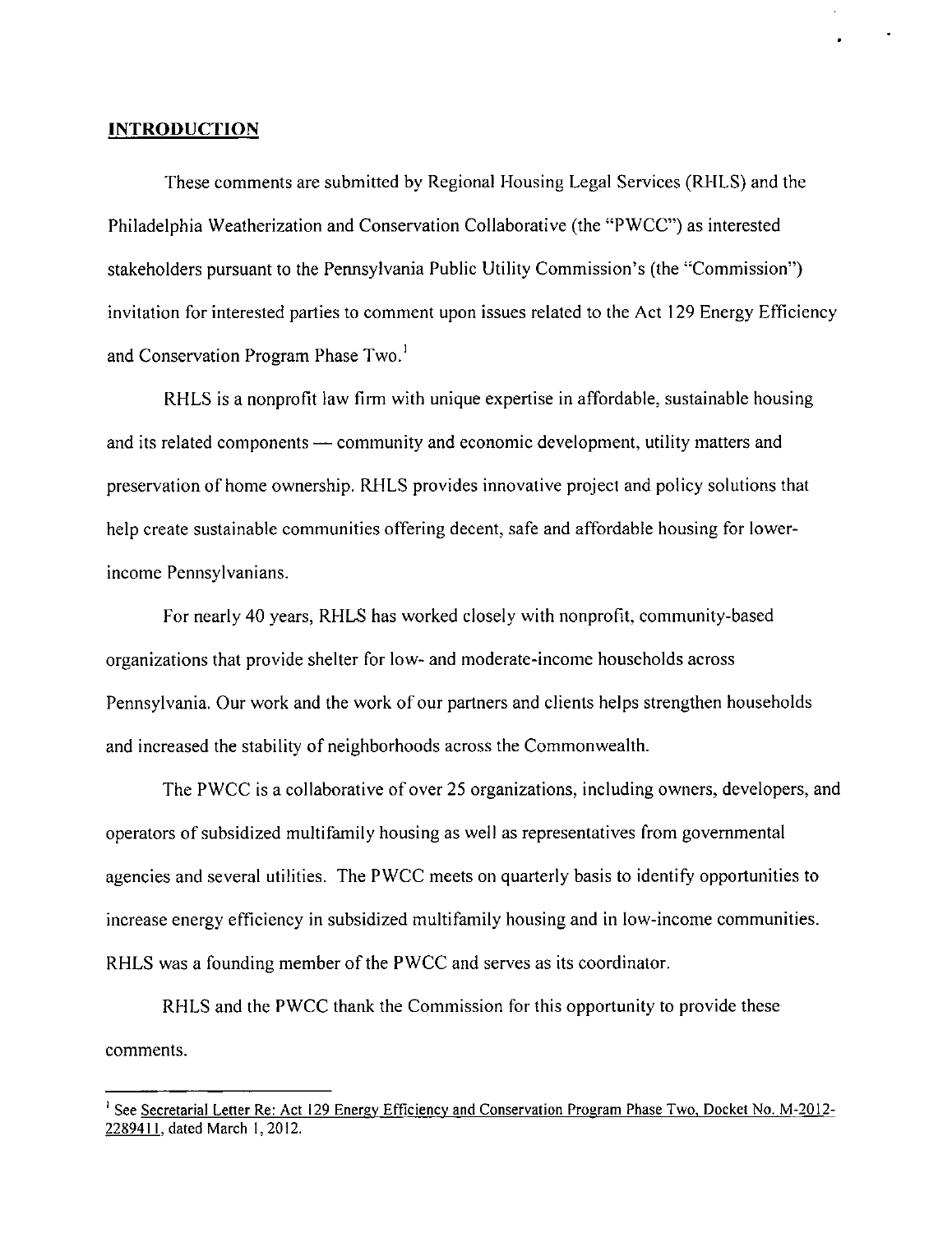## INTRODUCTION

These comments are submitted by Regional Housing Legal Services (RHLS) and the Philadelphia Weatherization and Conservation Collaborative (the "PWCC") as interested stakeholders pursuant to the Pennsylvania Public Utility Commission's (the "Commission") invitation for interested parties to comment upon issues related to the Act 129 Energy Efficiency and Conservation Program Phase Two.[1]

RHLS is a nonprofit law firm with unique expertise in affordable, sustainable housing and its related components — community and economic development, utility matters and preservation of home ownership. RHLS provides innovative project and policy solutions that help create sustainable communities offering decent, safe and affordable housing for lower-income Pennsylvanians.

For nearly 40 years, RHLS has worked closely with nonprofit, community-based organizations that provide shelter for low- and moderate-income households across Pennsylvania. Our work and the work of our partners and clients helps strengthen households and increased the stability of neighborhoods across the Commonwealth.

The PWCC is a collaborative of over 25 organizations, including owners, developers, and operators of subsidized multifamily housing as well as representatives from governmental agencies and several utilities. The PWCC meets on quarterly basis to identify opportunities to increase energy efficiency in subsidized multifamily housing and in low-income communities. RHLS was a founding member of the PWCC and serves as its coordinator.

RHLS and the PWCC thank the Commission for this opportunity to provide these comments.

---

[1] See Secretarial Letter Re: Act 129 Energy Efficiency and Conservation Program Phase Two, Docket No. M-2012-2289411, dated March 1, 2012.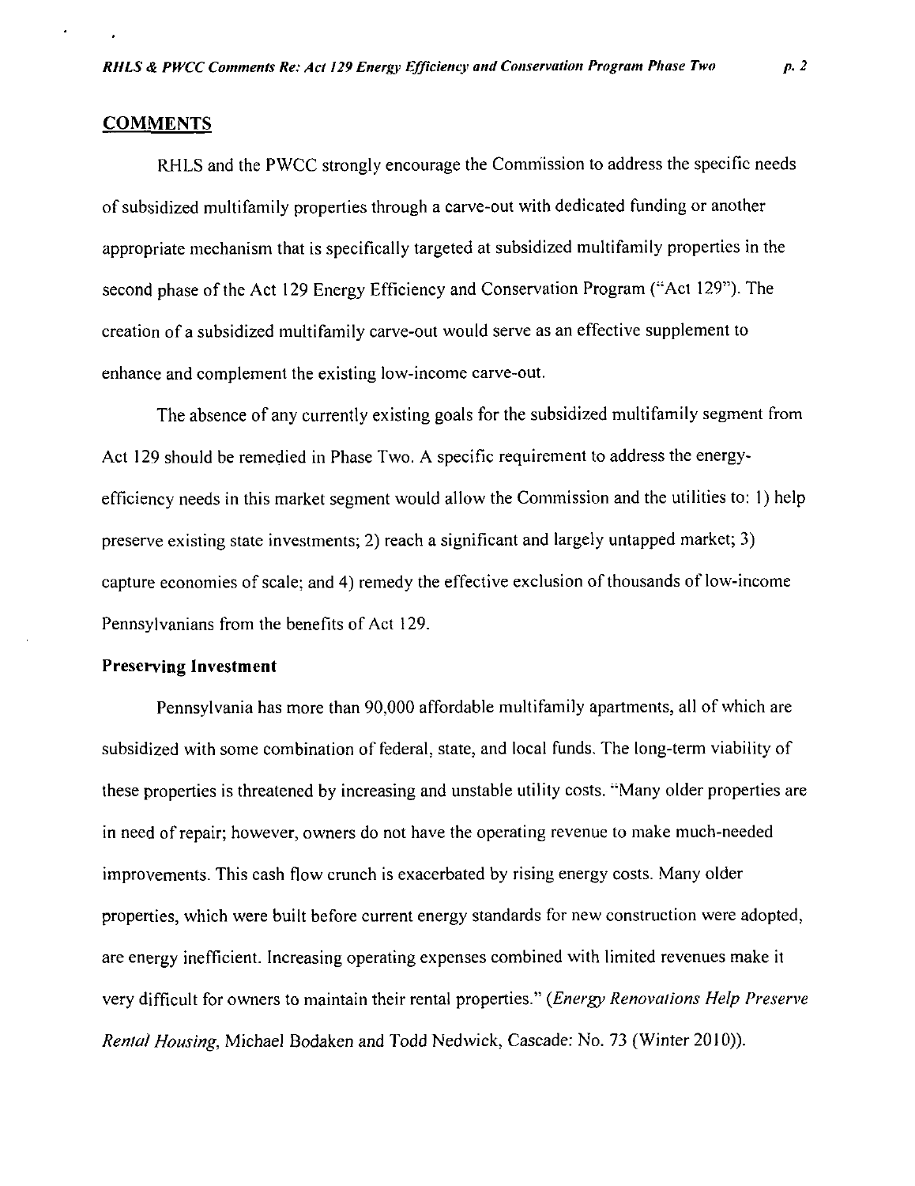## COMMENTS

RHLS and the PWCC strongly encourage the Commission to address the specific needs of subsidized multifamily properties through a carve-out with dedicated funding or another appropriate mechanism that is specifically targeted at subsidized multifamily properties in the second phase of the Act 129 Energy Efficiency and Conservation Program ("Act 129"). The creation of a subsidized multifamily carve-out would serve as an effective supplement to enhance and complement the existing low-income carve-out.

The absence of any currently existing goals for the subsidized multifamily segment from Act 129 should be remedied in Phase Two. A specific requirement to address the energy-efficiency needs in this market segment would allow the Commission and the utilities to: 1) help preserve existing state investments; 2) reach a significant and largely untapped market; 3) capture economies of scale; and 4) remedy the effective exclusion of thousands of low-income Pennsylvanians from the benefits of Act 129.

### Preserving Investment

Pennsylvania has more than 90,000 affordable multifamily apartments, all of which are subsidized with some combination of federal, state, and local funds. The long-term viability of these properties is threatened by increasing and unstable utility costs. "Many older properties are in need of repair; however, owners do not have the operating revenue to make much-needed improvements. This cash flow crunch is exacerbated by rising energy costs. Many older properties, which were built before current energy standards for new construction were adopted, are energy inefficient. Increasing operating expenses combined with limited revenues make it very difficult for owners to maintain their rental properties." (*Energy Renovations Help Preserve Rental Housing*, Michael Bodaken and Todd Nedwick, Cascade: No. 73 (Winter 2010)).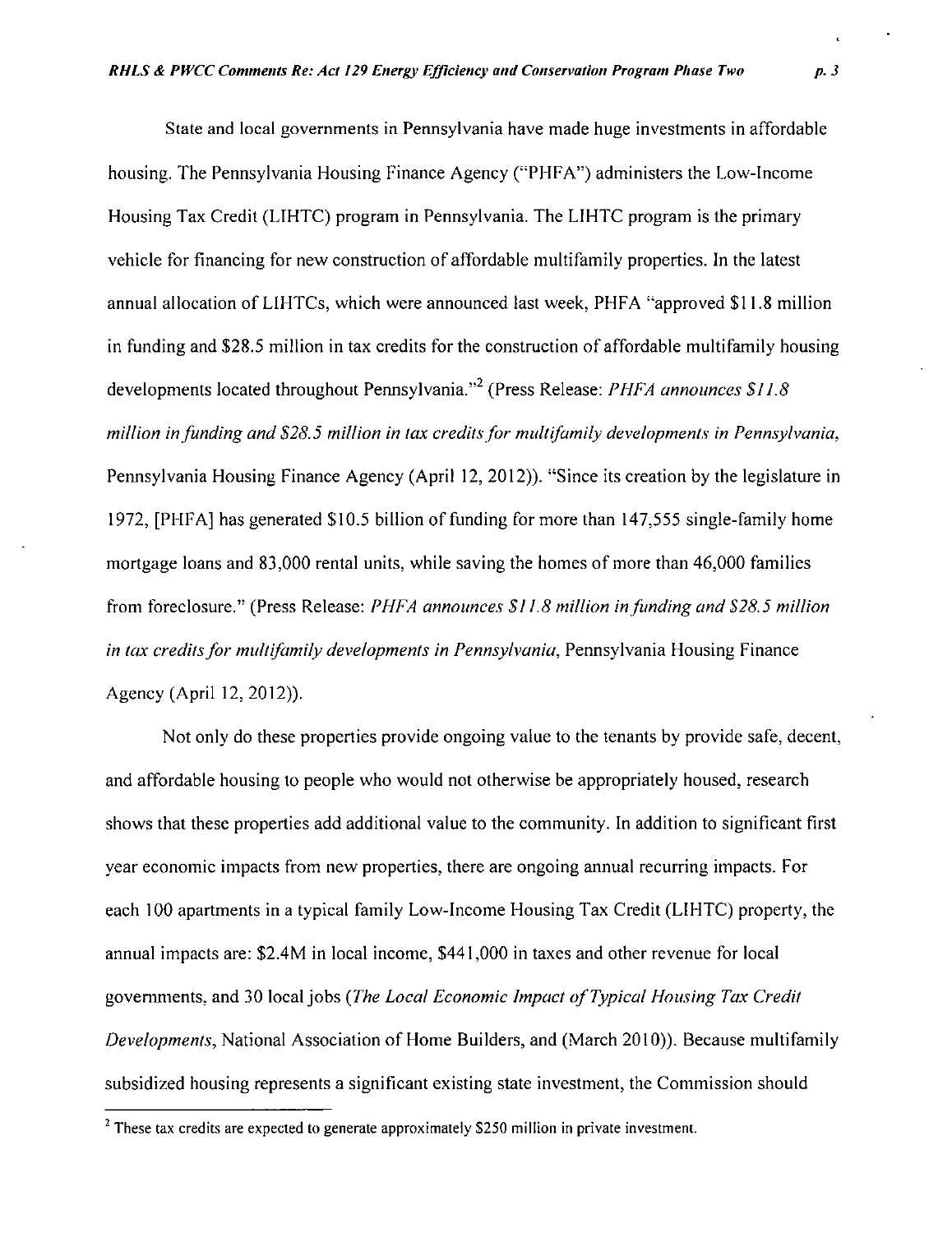State and local governments in Pennsylvania have made huge investments in affordable housing. The Pennsylvania Housing Finance Agency ("PHFA") administers the Low-Income Housing Tax Credit (LIHTC) program in Pennsylvania. The LIHTC program is the primary vehicle for financing for new construction of affordable multifamily properties. In the latest annual allocation of LIHTCs, which were announced last week, PHFA "approved $11.8 million in funding and $28.5 million in tax credits for the construction of affordable multifamily housing developments located throughout Pennsylvania."[2] (Press Release: *PHFA announces $11.8 million in funding and $28.5 million in tax credits for multifamily developments in Pennsylvania*, Pennsylvania Housing Finance Agency (April 12, 2012)). "Since its creation by the legislature in 1972, [PHFA] has generated $10.5 billion of funding for more than 147,555 single-family home mortgage loans and 83,000 rental units, while saving the homes of more than 46,000 families from foreclosure." (Press Release: *PHFA announces $11.8 million in funding and $28.5 million in tax credits for multifamily developments in Pennsylvania*, Pennsylvania Housing Finance Agency (April 12, 2012)).

Not only do these properties provide ongoing value to the tenants by provide safe, decent, and affordable housing to people who would not otherwise be appropriately housed, research shows that these properties add additional value to the community. In addition to significant first year economic impacts from new properties, there are ongoing annual recurring impacts. For each 100 apartments in a typical family Low-Income Housing Tax Credit (LIHTC) property, the annual impacts are: $2.4M in local income, $441,000 in taxes and other revenue for local governments, and 30 local jobs (*The Local Economic Impact of Typical Housing Tax Credit Developments*, National Association of Home Builders, and (March 2010)). Because multifamily subsidized housing represents a significant existing state investment, the Commission should

[2] These tax credits are expected to generate approximately $250 million in private investment.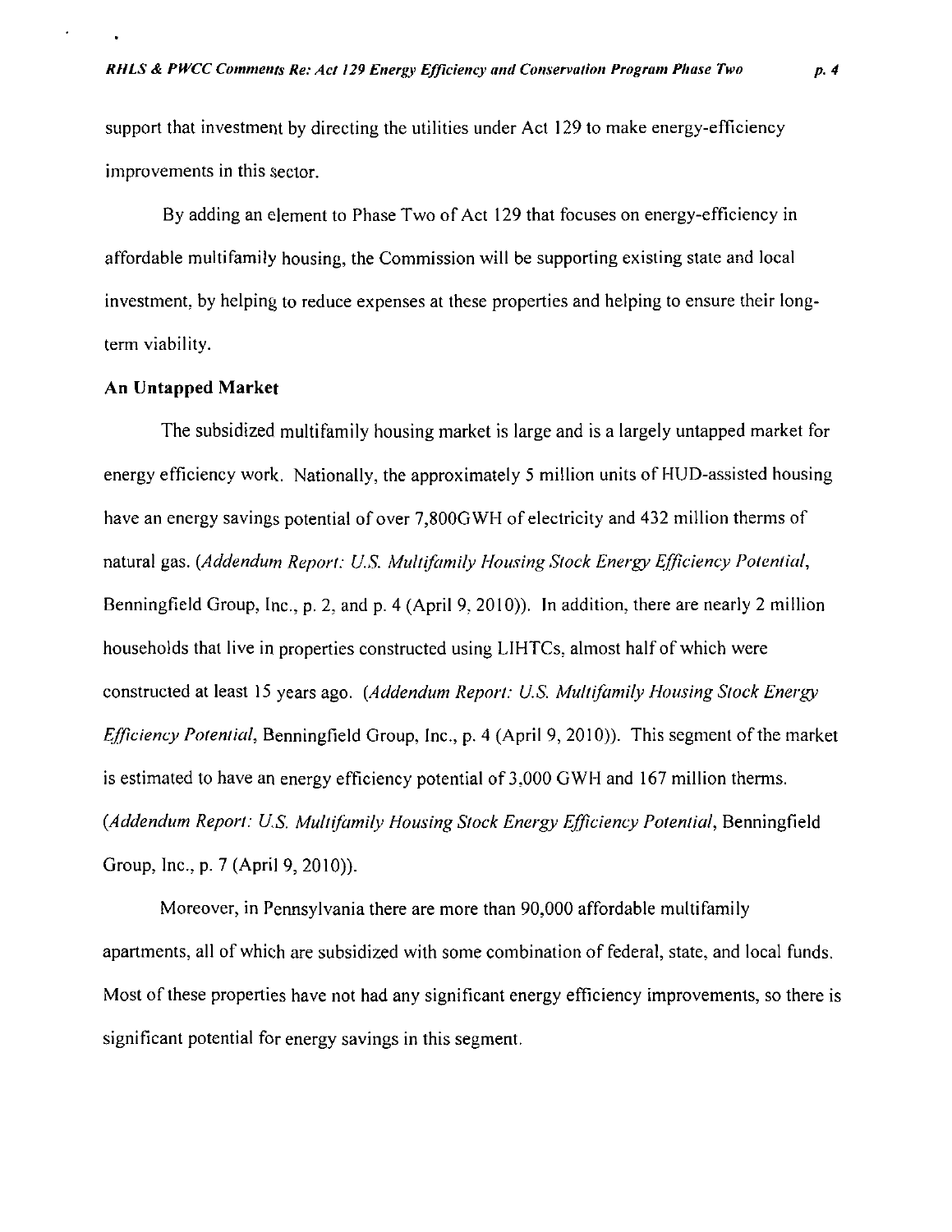support that investment by directing the utilities under Act 129 to make energy-efficiency improvements in this sector.

By adding an element to Phase Two of Act 129 that focuses on energy-efficiency in affordable multifamily housing, the Commission will be supporting existing state and local investment, by helping to reduce expenses at these properties and helping to ensure their long-term viability.

**An Untapped Market**

The subsidized multifamily housing market is large and is a largely untapped market for energy efficiency work. Nationally, the approximately 5 million units of HUD-assisted housing have an energy savings potential of over 7,800GWH of electricity and 432 million therms of natural gas. (*Addendum Report: U.S. Multifamily Housing Stock Energy Efficiency Potential*, Benningfield Group, Inc., p. 2, and p. 4 (April 9, 2010)). In addition, there are nearly 2 million households that live in properties constructed using LIHTCs, almost half of which were constructed at least 15 years ago. (*Addendum Report: U.S. Multifamily Housing Stock Energy Efficiency Potential*, Benningfield Group, Inc., p. 4 (April 9, 2010)). This segment of the market is estimated to have an energy efficiency potential of 3,000 GWH and 167 million therms. (*Addendum Report: U.S. Multifamily Housing Stock Energy Efficiency Potential*, Benningfield Group, Inc., p. 7 (April 9, 2010)).

Moreover, in Pennsylvania there are more than 90,000 affordable multifamily apartments, all of which are subsidized with some combination of federal, state, and local funds. Most of these properties have not had any significant energy efficiency improvements, so there is significant potential for energy savings in this segment.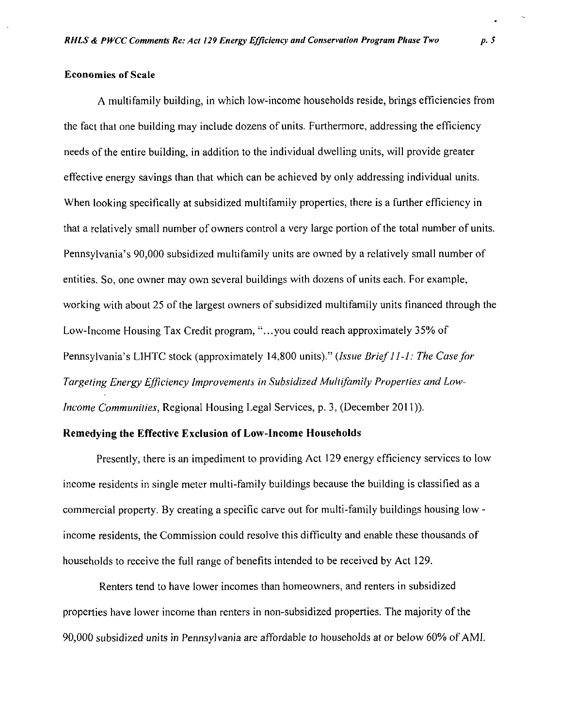**Economies of Scale**

A multifamily building, in which low-income households reside, brings efficiencies from the fact that one building may include dozens of units. Furthermore, addressing the efficiency needs of the entire building, in addition to the individual dwelling units, will provide greater effective energy savings than that which can be achieved by only addressing individual units. When looking specifically at subsidized multifamily properties, there is a further efficiency in that a relatively small number of owners control a very large portion of the total number of units. Pennsylvania's 90,000 subsidized multifamily units are owned by a relatively small number of entities. So, one owner may own several buildings with dozens of units each. For example, working with about 25 of the largest owners of subsidized multifamily units financed through the Low-Income Housing Tax Credit program, "...you could reach approximately 35% of Pennsylvania's LIHTC stock (approximately 14,800 units)." (*Issue Brief 11-1: The Case for Targeting Energy Efficiency Improvements in Subsidized Multifamily Properties and Low-Income Communities*, Regional Housing Legal Services, p. 3, (December 2011)).

**Remedying the Effective Exclusion of Low-Income Households**

Presently, there is an impediment to providing Act 129 energy efficiency services to low income residents in single meter multi-family buildings because the building is classified as a commercial property. By creating a specific carve out for multi-family buildings housing low - income residents, the Commission could resolve this difficulty and enable these thousands of households to receive the full range of benefits intended to be received by Act 129.

Renters tend to have lower incomes than homeowners, and renters in subsidized properties have lower income than renters in non-subsidized properties. The majority of the 90,000 subsidized units in Pennsylvania are affordable to households at or below 60% of AMI.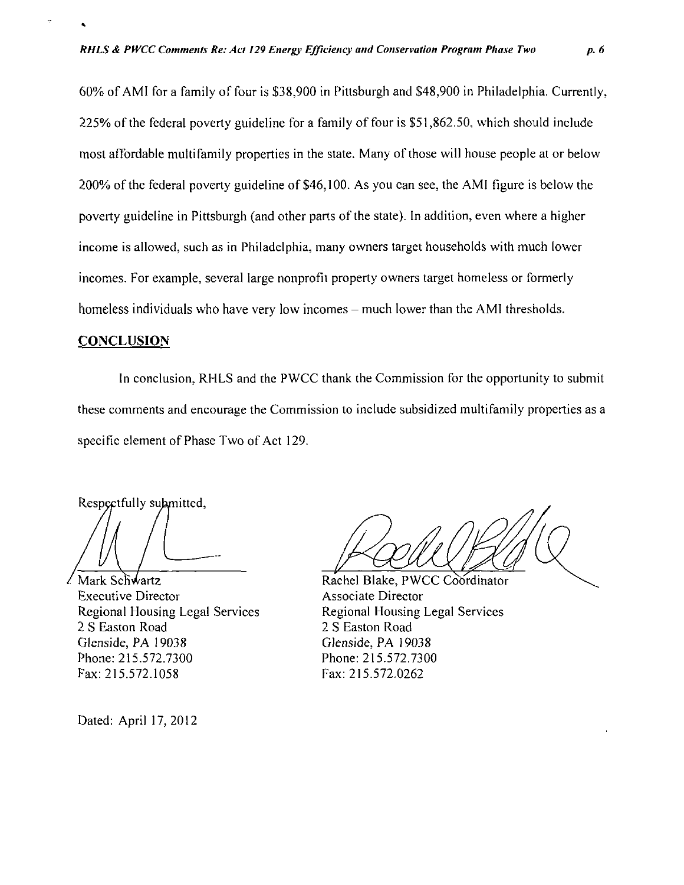60% of AMI for a family of four is $38,900 in Pittsburgh and $48,900 in Philadelphia. Currently, 225% of the federal poverty guideline for a family of four is $51,862.50, which should include most affordable multifamily properties in the state. Many of those will house people at or below 200% of the federal poverty guideline of $46,100. As you can see, the AMI figure is below the poverty guideline in Pittsburgh (and other parts of the state). In addition, even where a higher income is allowed, such as in Philadelphia, many owners target households with much lower incomes. For example, several large nonprofit property owners target homeless or formerly homeless individuals who have very low incomes – much lower than the AMI thresholds.

## CONCLUSION

In conclusion, RHLS and the PWCC thank the Commission for the opportunity to submit these comments and encourage the Commission to include subsidized multifamily properties as a specific element of Phase Two of Act 129.

Respectfully submitted,

Mark Schwartz
Executive Director
Regional Housing Legal Services
2 S Easton Road
Glenside, PA 19038
Phone: 215.572.7300
Fax: 215.572.1058

Rachel Blake, PWCC Coordinator
Associate Director
Regional Housing Legal Services
2 S Easton Road
Glenside, PA 19038
Phone: 215.572.7300
Fax: 215.572.0262

Dated: April 17, 2012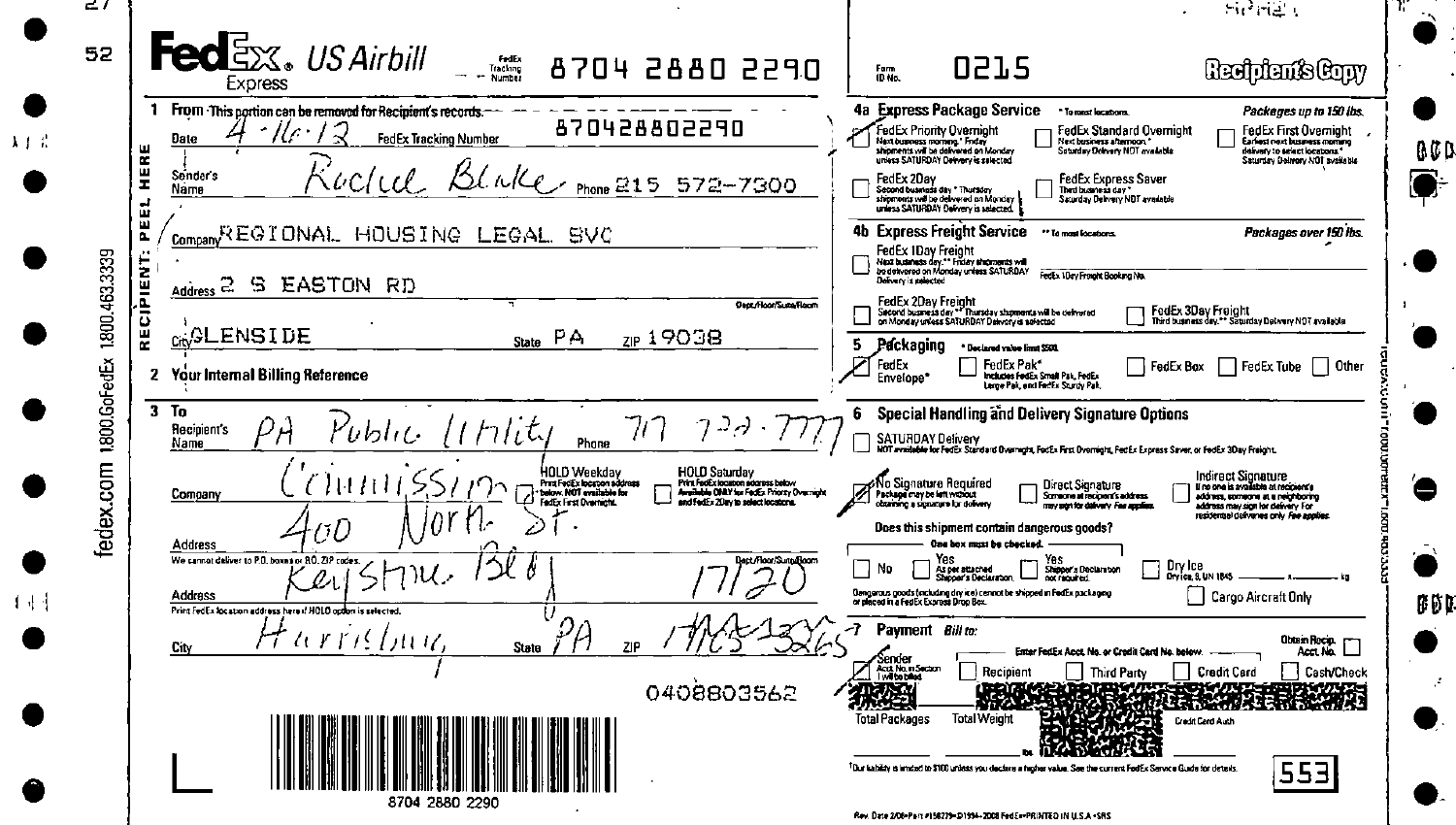# FedEx Express US Airbill

FedEx Tracking Number 8704 2880 2290

Form ID No. 0215

**Recipient's Copy**

**1 From** This portion can be removed for Recipient's records.

Date 4-16-12 FedEx Tracking Number 870428802290

Sender's Name Rachel Blake Phone 215 572-7300

Company REGIONAL HOUSING LEGAL SVC

Address 2 S EASTON RD

Dept./Floor/Suite/Room

City GLENSIDE State PA ZIP 19038

**2 Your Internal Billing Reference**

**3 To**

Recipient's Name PA Public Utility Phone 717 772-7777

Company Commission

HOLD Weekday — Print FedEx location address below. NOT available for FedEx First Overnight.

HOLD Saturday — Print FedEx location address below. Available ONLY for FedEx Priority Overnight and FedEx 2Day to select locations.

Address 400 North St.

We cannot deliver to P.O. boxes or P.O. ZIP codes.

Address Keystone Bld Dept./Floor/Suite/Room 17120

Print FedEx location address here if HOLD option is selected.

City Harrisburg State PA ZIP 17105-3265

0408803562

8704 2880 2290

**4a Express Package Service** * To most locations. Packages up to 150 lbs.

- [x] FedEx Priority Overnight — Next business morning.* Friday shipments will be delivered on Monday unless SATURDAY Delivery is selected.
- [ ] FedEx Standard Overnight — Next business afternoon.* Saturday Delivery NOT available.
- [ ] FedEx First Overnight — Earliest next business morning delivery to select locations.* Saturday Delivery NOT available.
- [ ] FedEx 2Day — Second business day.* Thursday shipments will be delivered on Monday unless SATURDAY Delivery is selected.
- [ ] FedEx Express Saver — Third business day.* Saturday Delivery NOT available.

**4b Express Freight Service** ** To most locations. Packages over 150 lbs.

- [ ] FedEx 1Day Freight — Next business day.** Friday shipments will be delivered on Monday unless SATURDAY Delivery is selected. FedEx 1Day Freight Booking No.
- [ ] FedEx 2Day Freight — Second business day.** Thursday shipments will be delivered on Monday unless SATURDAY Delivery is selected.
- [ ] FedEx 3Day Freight — Third business day.** Saturday Delivery NOT available.

**5 Packaging** * Declared value limit $500.

- [x] FedEx Envelope*
- [ ] FedEx Pak* — Includes FedEx Small Pak, FedEx Large Pak, and FedEx Sturdy Pak.
- [ ] FedEx Box
- [ ] FedEx Tube
- [ ] Other

**6 Special Handling and Delivery Signature Options**

- [ ] SATURDAY Delivery — NOT available for FedEx Standard Overnight, FedEx First Overnight, FedEx Express Saver, or FedEx 3Day Freight.
- [x] No Signature Required — Package may be left without obtaining a signature for delivery.
- [ ] Direct Signature — Someone at recipient's address may sign for delivery. Fee applies.
- [ ] Indirect Signature — If no one is available at recipient's address, someone at a neighboring address may sign for delivery. For residential deliveries only. Fee applies.

Does this shipment contain dangerous goods? One box must be checked.

- [ ] No
- [ ] Yes — As per attached Shipper's Declaration.
- [ ] Yes — Shipper's Declaration not required.
- [ ] Dry Ice — Dry Ice, 9, UN 1845 ____ x ____ kg
- [ ] Cargo Aircraft Only

Dangerous goods (including dry ice) cannot be shipped in FedEx packaging or placed in a FedEx Express Drop Box.

**7 Payment** Bill to:

Enter FedEx Acct. No. or Credit Card No. below.

- [x] Sender — Acct. No. in Section 1 will be billed.
- [ ] Recipient
- [ ] Third Party
- [ ] Credit Card
- [ ] Cash/Check

Obtain Recip. Acct. No.

Total Packages | Total Weight ____ lbs. | Credit Card Auth.

† Our liability is limited to $100 unless you declare a higher value. See the current FedEx Service Guide for details.

553

Rev. Date 2/08 • Part #158279 • ©1994–2008 FedEx • PRINTED IN U.S.A. • SRS

fedex.com 1.800.GoFedEx 1.800.463.3339

RECIPIENT: PEEL HERE